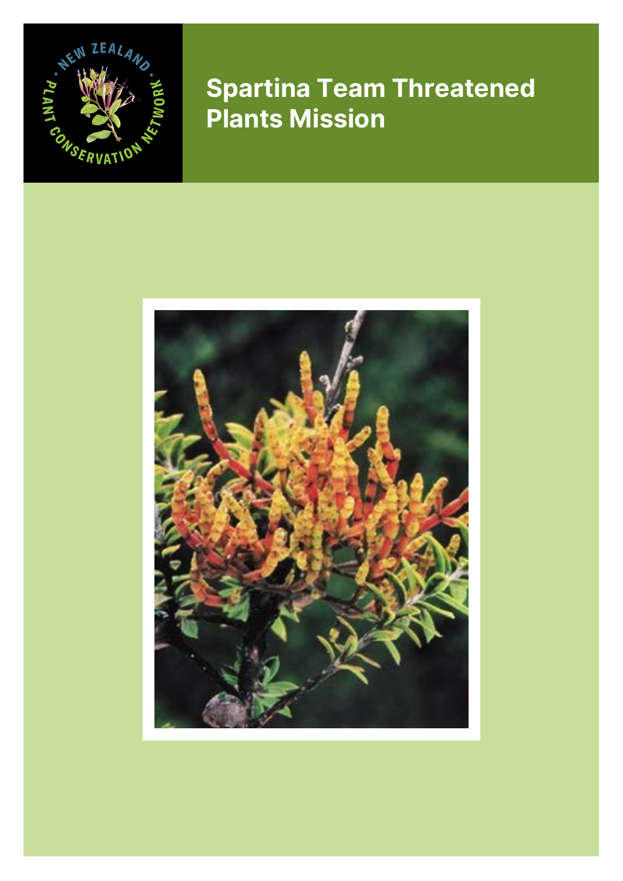# Spartina Team Threatened Plants Mission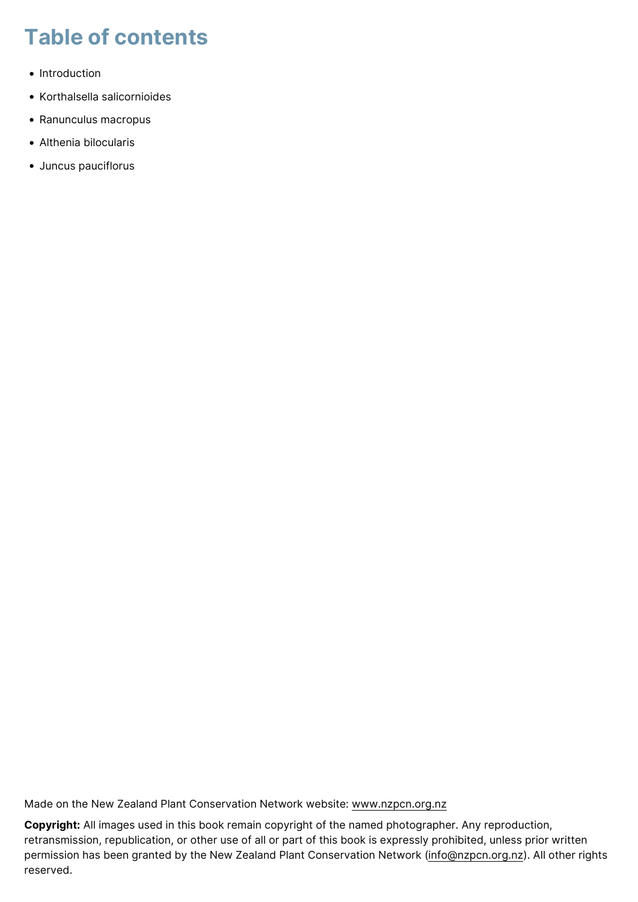# Table of contents

- Introduction
- Korthalsella salicornioides
- Ranunculus macropus
- Althenia bilocularis
- Juncus pauciflorus

Made on the New Zealand Plant Conservation Network website: www.nzpcn.org.nz

**Copyright:** All images used in this book remain copyright of the named photographer. Any reproduction, retransmission, republication, or other use of all or part of this book is expressly prohibited, unless prior written permission has been granted by the New Zealand Plant Conservation Network (info@nzpcn.org.nz). All other rights reserved.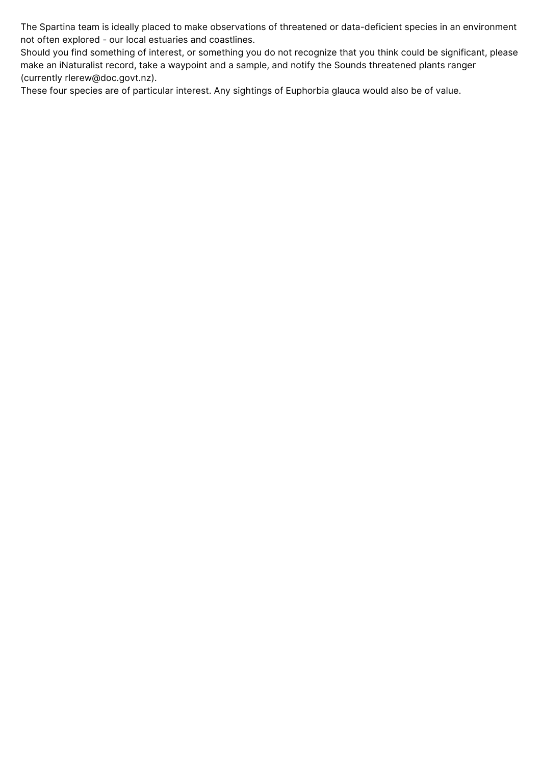The Spartina team is ideally placed to make observations of threatened or data-deficient species in an environment not often explored - our local estuaries and coastlines.

Should you find something of interest, or something you do not recognize that you think could be significant, please make an iNaturalist record, take a waypoint and a sample, and notify the Sounds threatened plants ranger (currently rlerew@doc.govt.nz).

These four species are of particular interest. Any sightings of Euphorbia glauca would also be of value.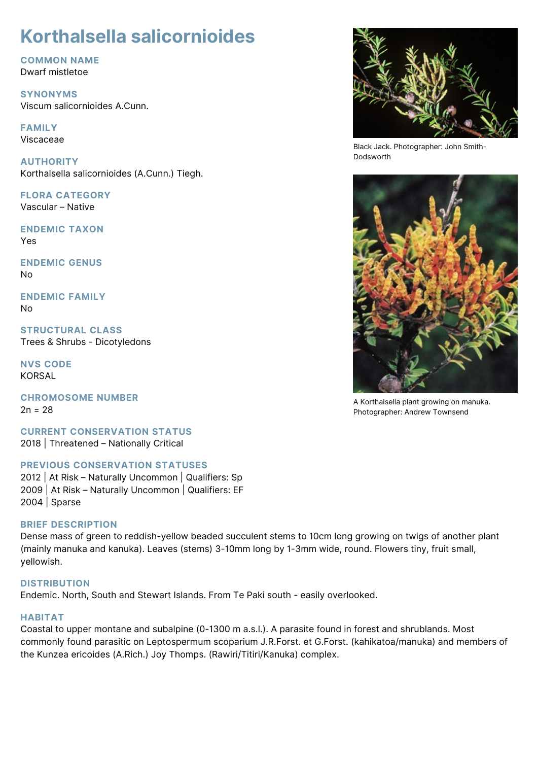# Korthalsella salicornioides

## COMMON NAME
Dwarf mistletoe

## SYNONYMS
Viscum salicornioides A.Cunn.

## FAMILY
Viscaceae

## AUTHORITY
Korthalsella salicornioides (A.Cunn.) Tiegh.

## FLORA CATEGORY
Vascular – Native

## ENDEMIC TAXON
Yes

## ENDEMIC GENUS
No

## ENDEMIC FAMILY
No

## STRUCTURAL CLASS
Trees & Shrubs - Dicotyledons

## NVS CODE
KORSAL

## CHROMOSOME NUMBER
2n = 28

## CURRENT CONSERVATION STATUS
2018 | Threatened – Nationally Critical

## PREVIOUS CONSERVATION STATUSES
2012 | At Risk – Naturally Uncommon | Qualifiers: Sp
2009 | At Risk – Naturally Uncommon | Qualifiers: EF
2004 | Sparse

Black Jack. Photographer: John Smith-Dodsworth

A Korthalsella plant growing on manuka. Photographer: Andrew Townsend

## BRIEF DESCRIPTION
Dense mass of green to reddish-yellow beaded succulent stems to 10cm long growing on twigs of another plant (mainly manuka and kanuka). Leaves (stems) 3-10mm long by 1-3mm wide, round. Flowers tiny, fruit small, yellowish.

## DISTRIBUTION
Endemic. North, South and Stewart Islands. From Te Paki south - easily overlooked.

## HABITAT
Coastal to upper montane and subalpine (0-1300 m a.s.l.). A parasite found in forest and shrublands. Most commonly found parasitic on Leptospermum scoparium J.R.Forst. et G.Forst. (kahikatoa/manuka) and members of the Kunzea ericoides (A.Rich.) Joy Thomps. (Rawiri/Titiri/Kanuka) complex.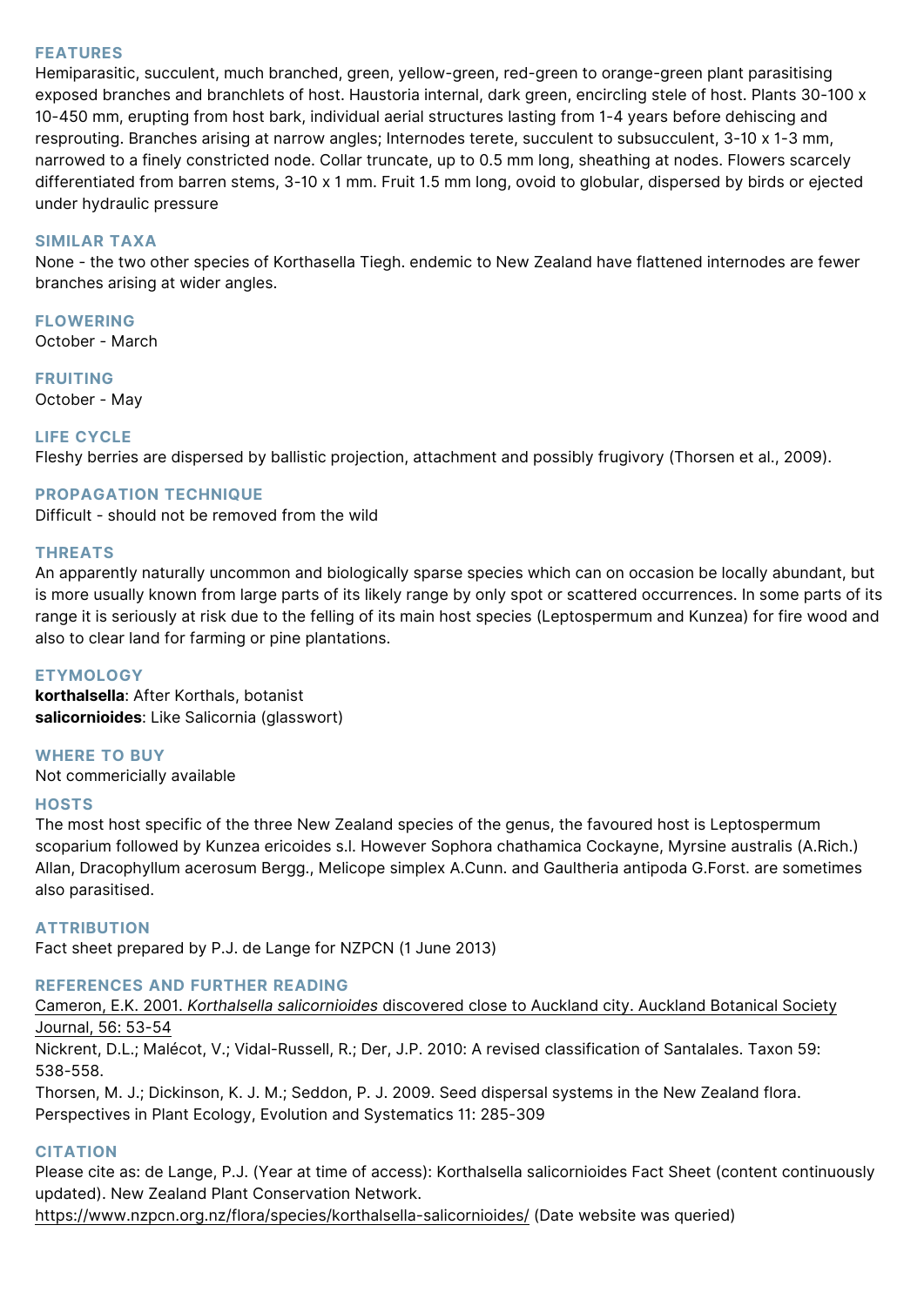## FEATURES

Hemiparasitic, succulent, much branched, green, yellow-green, red-green to orange-green plant parasitising exposed branches and branchlets of host. Haustoria internal, dark green, encircling stele of host. Plants 30-100 x 10-450 mm, erupting from host bark, individual aerial structures lasting from 1-4 years before dehiscing and resprouting. Branches arising at narrow angles; Internodes terete, succulent to subsucculent, 3-10 x 1-3 mm, narrowed to a finely constricted node. Collar truncate, up to 0.5 mm long, sheathing at nodes. Flowers scarcely differentiated from barren stems, 3-10 x 1 mm. Fruit 1.5 mm long, ovoid to globular, dispersed by birds or ejected under hydraulic pressure

## SIMILAR TAXA

None - the two other species of Korthasella Tiegh. endemic to New Zealand have flattened internodes are fewer branches arising at wider angles.

## FLOWERING

October - March

## FRUITING

October - May

## LIFE CYCLE

Fleshy berries are dispersed by ballistic projection, attachment and possibly frugivory (Thorsen et al., 2009).

## PROPAGATION TECHNIQUE

Difficult - should not be removed from the wild

## THREATS

An apparently naturally uncommon and biologically sparse species which can on occasion be locally abundant, but is more usually known from large parts of its likely range by only spot or scattered occurrences. In some parts of its range it is seriously at risk due to the felling of its main host species (Leptospermum and Kunzea) for fire wood and also to clear land for farming or pine plantations.

## ETYMOLOGY

**korthalsella**: After Korthals, botanist
**salicornioides**: Like Salicornia (glasswort)

## WHERE TO BUY

Not commericially available

## HOSTS

The most host specific of the three New Zealand species of the genus, the favoured host is Leptospermum scoparium followed by Kunzea ericoides s.l. However Sophora chathamica Cockayne, Myrsine australis (A.Rich.) Allan, Dracophyllum acerosum Bergg., Melicope simplex A.Cunn. and Gaultheria antipoda G.Forst. are sometimes also parasitised.

## ATTRIBUTION

Fact sheet prepared by P.J. de Lange for NZPCN (1 June 2013)

## REFERENCES AND FURTHER READING

Cameron, E.K. 2001. *Korthalsella salicornioides* discovered close to Auckland city. Auckland Botanical Society Journal, 56: 53-54

Nickrent, D.L.; Malécot, V.; Vidal-Russell, R.; Der, J.P. 2010: A revised classification of Santalales. Taxon 59: 538-558.

Thorsen, M. J.; Dickinson, K. J. M.; Seddon, P. J. 2009. Seed dispersal systems in the New Zealand flora. Perspectives in Plant Ecology, Evolution and Systematics 11: 285-309

## CITATION

Please cite as: de Lange, P.J. (Year at time of access): Korthalsella salicornioides Fact Sheet (content continuously updated). New Zealand Plant Conservation Network.
https://www.nzpcn.org.nz/flora/species/korthalsella-salicornioides/ (Date website was queried)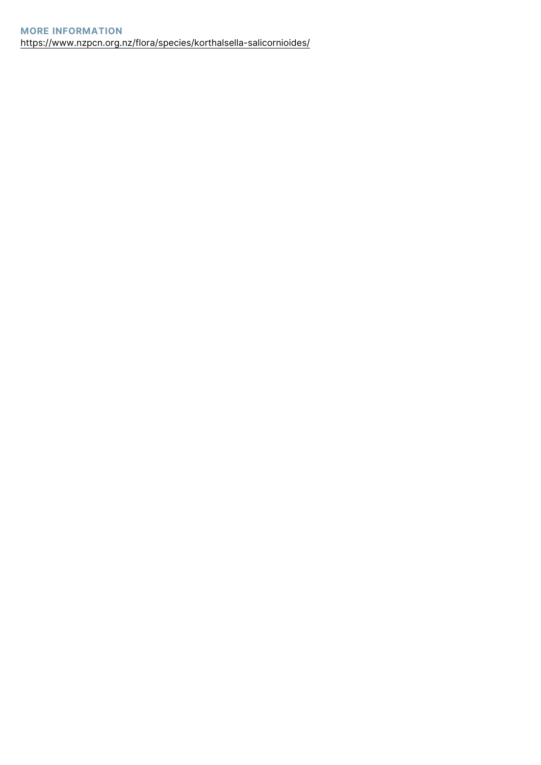**MORE INFORMATION**

https://www.nzpcn.org.nz/flora/species/korthalsella-salicornioides/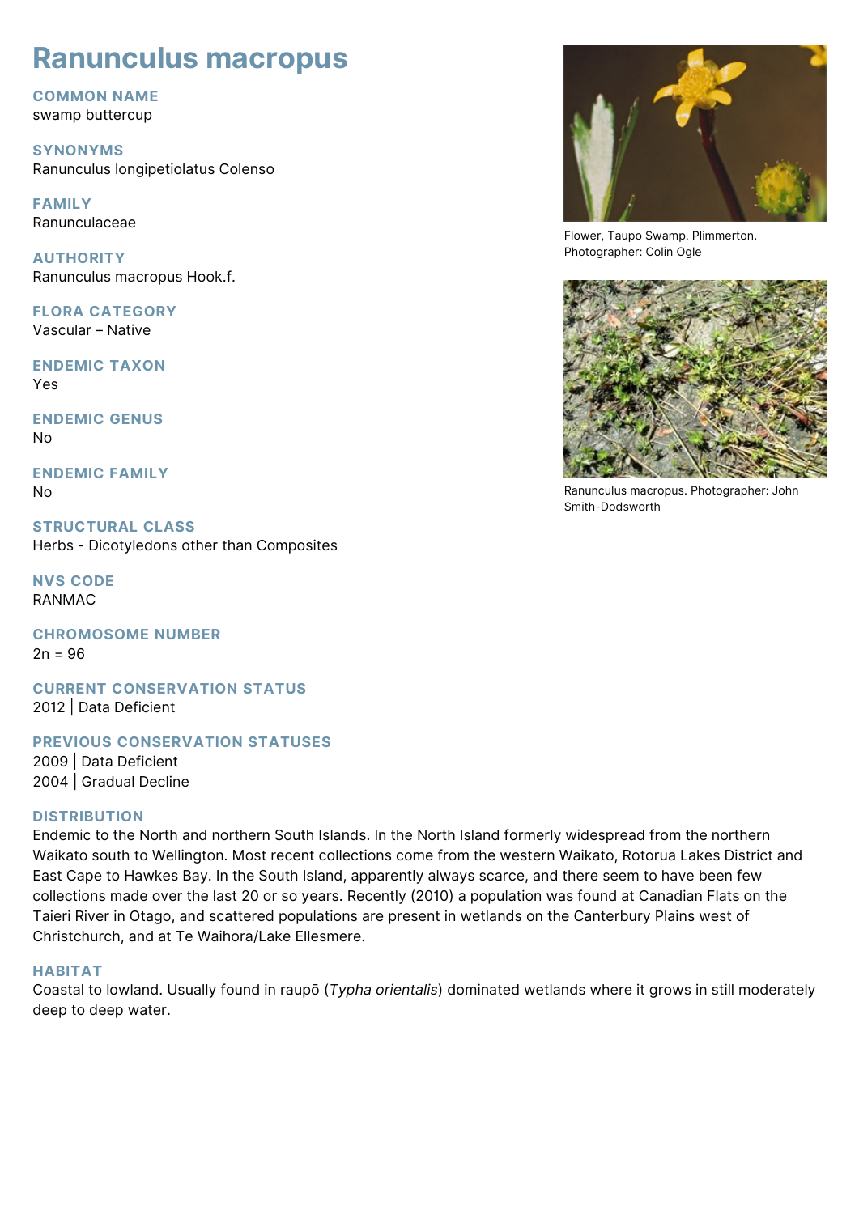# Ranunculus macropus

## COMMON NAME
swamp buttercup

## SYNONYMS
Ranunculus longipetiolatus Colenso

## FAMILY
Ranunculaceae

## AUTHORITY
Ranunculus macropus Hook.f.

## FLORA CATEGORY
Vascular – Native

## ENDEMIC TAXON
Yes

## ENDEMIC GENUS
No

## ENDEMIC FAMILY
No

## STRUCTURAL CLASS
Herbs - Dicotyledons other than Composites

## NVS CODE
RANMAC

## CHROMOSOME NUMBER
2n = 96

## CURRENT CONSERVATION STATUS
2012 | Data Deficient

## PREVIOUS CONSERVATION STATUSES
2009 | Data Deficient
2004 | Gradual Decline

## DISTRIBUTION
Endemic to the North and northern South Islands. In the North Island formerly widespread from the northern Waikato south to Wellington. Most recent collections come from the western Waikato, Rotorua Lakes District and East Cape to Hawkes Bay. In the South Island, apparently always scarce, and there seem to have been few collections made over the last 20 or so years. Recently (2010) a population was found at Canadian Flats on the Taieri River in Otago, and scattered populations are present in wetlands on the Canterbury Plains west of Christchurch, and at Te Waihora/Lake Ellesmere.

## HABITAT
Coastal to lowland. Usually found in raupō (*Typha orientalis*) dominated wetlands where it grows in still moderately deep to deep water.

Flower, Taupo Swamp. Plimmerton. Photographer: Colin Ogle

Ranunculus macropus. Photographer: John Smith-Dodsworth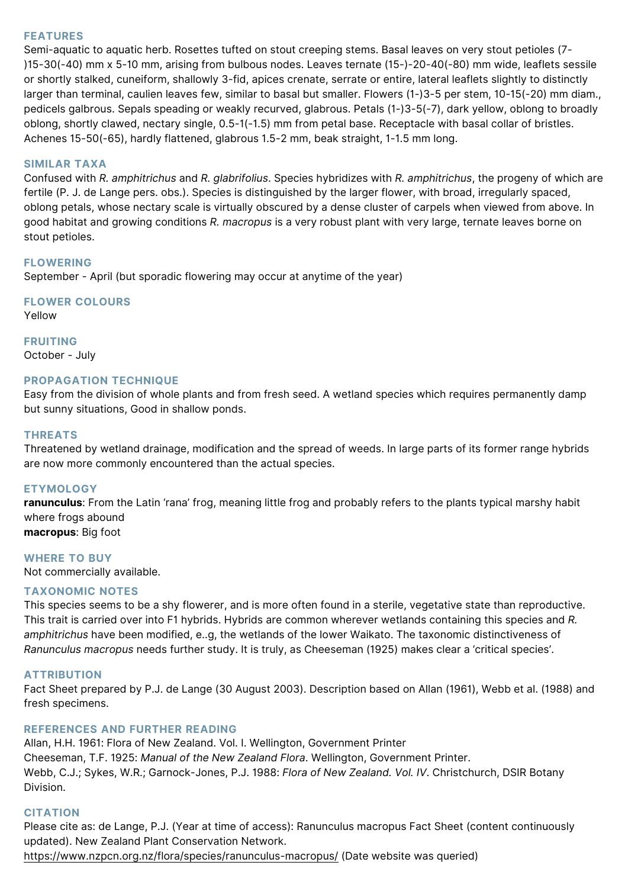## FEATURES

Semi-aquatic to aquatic herb. Rosettes tufted on stout creeping stems. Basal leaves on very stout petioles (7-)15-30(-40) mm x 5-10 mm, arising from bulbous nodes. Leaves ternate (15-)-20-40(-80) mm wide, leaflets sessile or shortly stalked, cuneiform, shallowly 3-fid, apices crenate, serrate or entire, lateral leaflets slightly to distinctly larger than terminal, caulien leaves few, similar to basal but smaller. Flowers (1-)3-5 per stem, 10-15(-20) mm diam., pedicels galbrous. Sepals speading or weakly recurved, glabrous. Petals (1-)3-5(-7), dark yellow, oblong to broadly oblong, shortly clawed, nectary single, 0.5-1(-1.5) mm from petal base. Receptacle with basal collar of bristles. Achenes 15-50(-65), hardly flattened, glabrous 1.5-2 mm, beak straight, 1-1.5 mm long.

## SIMILAR TAXA

Confused with *R. amphitrichus* and *R. glabrifolius*. Species hybridizes with *R. amphitrichus*, the progeny of which are fertile (P. J. de Lange pers. obs.). Species is distinguished by the larger flower, with broad, irregularly spaced, oblong petals, whose nectary scale is virtually obscured by a dense cluster of carpels when viewed from above. In good habitat and growing conditions *R. macropus* is a very robust plant with very large, ternate leaves borne on stout petioles.

## FLOWERING

September - April (but sporadic flowering may occur at anytime of the year)

## FLOWER COLOURS

Yellow

## FRUITING

October - July

## PROPAGATION TECHNIQUE

Easy from the division of whole plants and from fresh seed. A wetland species which requires permanently damp but sunny situations, Good in shallow ponds.

## THREATS

Threatened by wetland drainage, modification and the spread of weeds. In large parts of its former range hybrids are now more commonly encountered than the actual species.

## ETYMOLOGY

**ranunculus**: From the Latin 'rana' frog, meaning little frog and probably refers to the plants typical marshy habit where frogs abound
**macropus**: Big foot

## WHERE TO BUY

Not commercially available.

## TAXONOMIC NOTES

This species seems to be a shy flowerer, and is more often found in a sterile, vegetative state than reproductive. This trait is carried over into F1 hybrids. Hybrids are common wherever wetlands containing this species and *R. amphitrichus* have been modified, e..g, the wetlands of the lower Waikato. The taxonomic distinctiveness of *Ranunculus macropus* needs further study. It is truly, as Cheeseman (1925) makes clear a 'critical species'.

## ATTRIBUTION

Fact Sheet prepared by P.J. de Lange (30 August 2003). Description based on Allan (1961), Webb et al. (1988) and fresh specimens.

## REFERENCES AND FURTHER READING

Allan, H.H. 1961: Flora of New Zealand. Vol. I. Wellington, Government Printer
Cheeseman, T.F. 1925: *Manual of the New Zealand Flora*. Wellington, Government Printer.
Webb, C.J.; Sykes, W.R.; Garnock-Jones, P.J. 1988: *Flora of New Zealand. Vol. IV*. Christchurch, DSIR Botany Division.

## CITATION

Please cite as: de Lange, P.J. (Year at time of access): Ranunculus macropus Fact Sheet (content continuously updated). New Zealand Plant Conservation Network.
https://www.nzpcn.org.nz/flora/species/ranunculus-macropus/ (Date website was queried)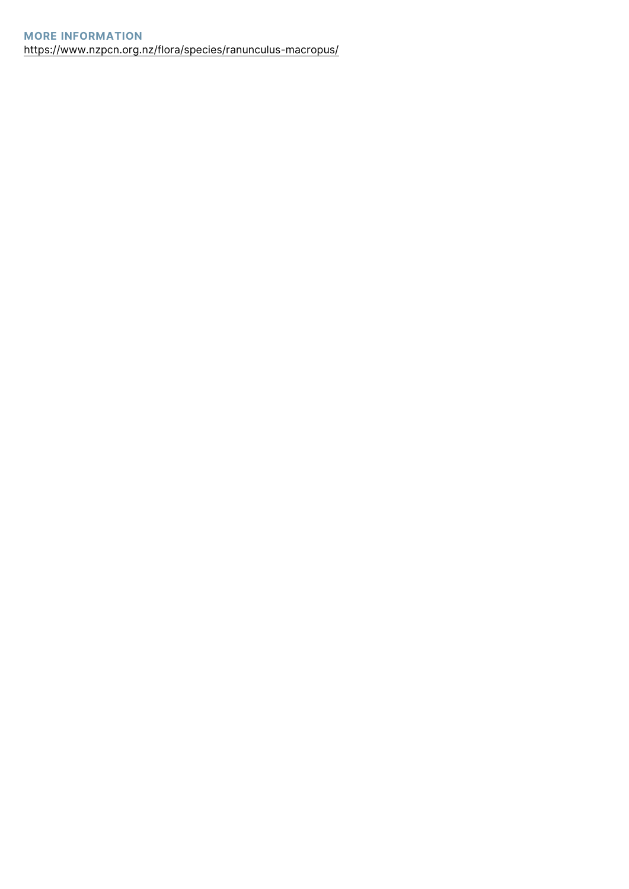**MORE INFORMATION**

https://www.nzpcn.org.nz/flora/species/ranunculus-macropus/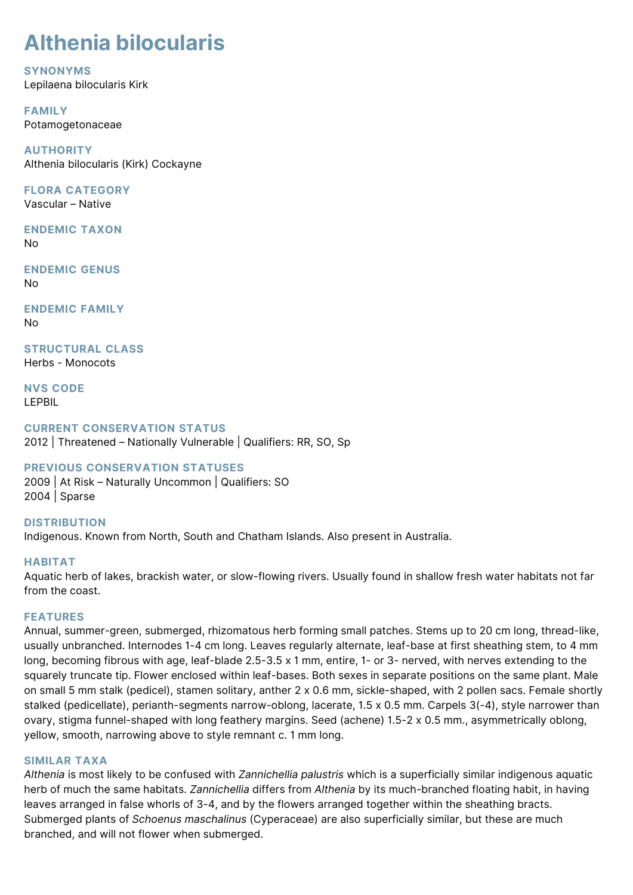# Althenia bilocularis

## SYNONYMS

Lepilaena bilocularis Kirk

## FAMILY

Potamogetonaceae

## AUTHORITY

Althenia bilocularis (Kirk) Cockayne

## FLORA CATEGORY

Vascular – Native

## ENDEMIC TAXON

No

## ENDEMIC GENUS

No

## ENDEMIC FAMILY

No

## STRUCTURAL CLASS

Herbs - Monocots

## NVS CODE

LEPBIL

## CURRENT CONSERVATION STATUS

2012 | Threatened – Nationally Vulnerable | Qualifiers: RR, SO, Sp

## PREVIOUS CONSERVATION STATUSES

2009 | At Risk – Naturally Uncommon | Qualifiers: SO
2004 | Sparse

## DISTRIBUTION

Indigenous. Known from North, South and Chatham Islands. Also present in Australia.

## HABITAT

Aquatic herb of lakes, brackish water, or slow-flowing rivers. Usually found in shallow fresh water habitats not far from the coast.

## FEATURES

Annual, summer-green, submerged, rhizomatous herb forming small patches. Stems up to 20 cm long, thread-like, usually unbranched. Internodes 1-4 cm long. Leaves regularly alternate, leaf-base at first sheathing stem, to 4 mm long, becoming fibrous with age, leaf-blade 2.5-3.5 x 1 mm, entire, 1- or 3- nerved, with nerves extending to the squarely truncate tip. Flower enclosed within leaf-bases. Both sexes in separate positions on the same plant. Male on small 5 mm stalk (pedicel), stamen solitary, anther 2 x 0.6 mm, sickle-shaped, with 2 pollen sacs. Female shortly stalked (pedicellate), perianth-segments narrow-oblong, lacerate, 1.5 x 0.5 mm. Carpels 3(-4), style narrower than ovary, stigma funnel-shaped with long feathery margins. Seed (achene) 1.5-2 x 0.5 mm., asymmetrically oblong, yellow, smooth, narrowing above to style remnant c. 1 mm long.

## SIMILAR TAXA

*Althenia* is most likely to be confused with *Zannichellia palustris* which is a superficially similar indigenous aquatic herb of much the same habitats. *Zannichellia* differs from *Althenia* by its much-branched floating habit, in having leaves arranged in false whorls of 3-4, and by the flowers arranged together within the sheathing bracts. Submerged plants of *Schoenus maschalinus* (Cyperaceae) are also superficially similar, but these are much branched, and will not flower when submerged.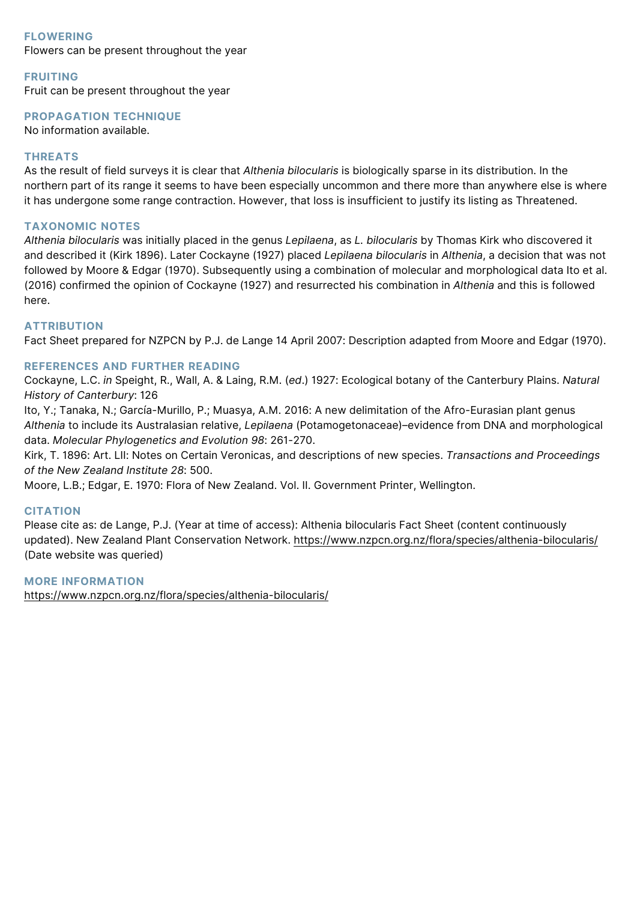## FLOWERING

Flowers can be present throughout the year

## FRUITING

Fruit can be present throughout the year

## PROPAGATION TECHNIQUE

No information available.

## THREATS

As the result of field surveys it is clear that *Althenia bilocularis* is biologically sparse in its distribution. In the northern part of its range it seems to have been especially uncommon and there more than anywhere else is where it has undergone some range contraction. However, that loss is insufficient to justify its listing as Threatened.

## TAXONOMIC NOTES

*Althenia bilocularis* was initially placed in the genus *Lepilaena*, as *L. bilocularis* by Thomas Kirk who discovered it and described it (Kirk 1896). Later Cockayne (1927) placed *Lepilaena bilocularis* in *Althenia*, a decision that was not followed by Moore & Edgar (1970). Subsequently using a combination of molecular and morphological data Ito et al. (2016) confirmed the opinion of Cockayne (1927) and resurrected his combination in *Althenia* and this is followed here.

## ATTRIBUTION

Fact Sheet prepared for NZPCN by P.J. de Lange 14 April 2007: Description adapted from Moore and Edgar (1970).

## REFERENCES AND FURTHER READING

Cockayne, L.C. *in* Speight, R., Wall, A. & Laing, R.M. (*ed*.) 1927: Ecological botany of the Canterbury Plains. *Natural History of Canterbury*: 126

Ito, Y.; Tanaka, N.; García-Murillo, P.; Muasya, A.M. 2016: A new delimitation of the Afro-Eurasian plant genus *Althenia* to include its Australasian relative, *Lepilaena* (Potamogetonaceae)–evidence from DNA and morphological data. *Molecular Phylogenetics and Evolution 98*: 261-270.

Kirk, T. 1896: Art. LII: Notes on Certain Veronicas, and descriptions of new species. *Transactions and Proceedings of the New Zealand Institute 28*: 500.

Moore, L.B.; Edgar, E. 1970: Flora of New Zealand. Vol. II. Government Printer, Wellington.

## CITATION

Please cite as: de Lange, P.J. (Year at time of access): Althenia bilocularis Fact Sheet (content continuously updated). New Zealand Plant Conservation Network. https://www.nzpcn.org.nz/flora/species/althenia-bilocularis/ (Date website was queried)

## MORE INFORMATION

https://www.nzpcn.org.nz/flora/species/althenia-bilocularis/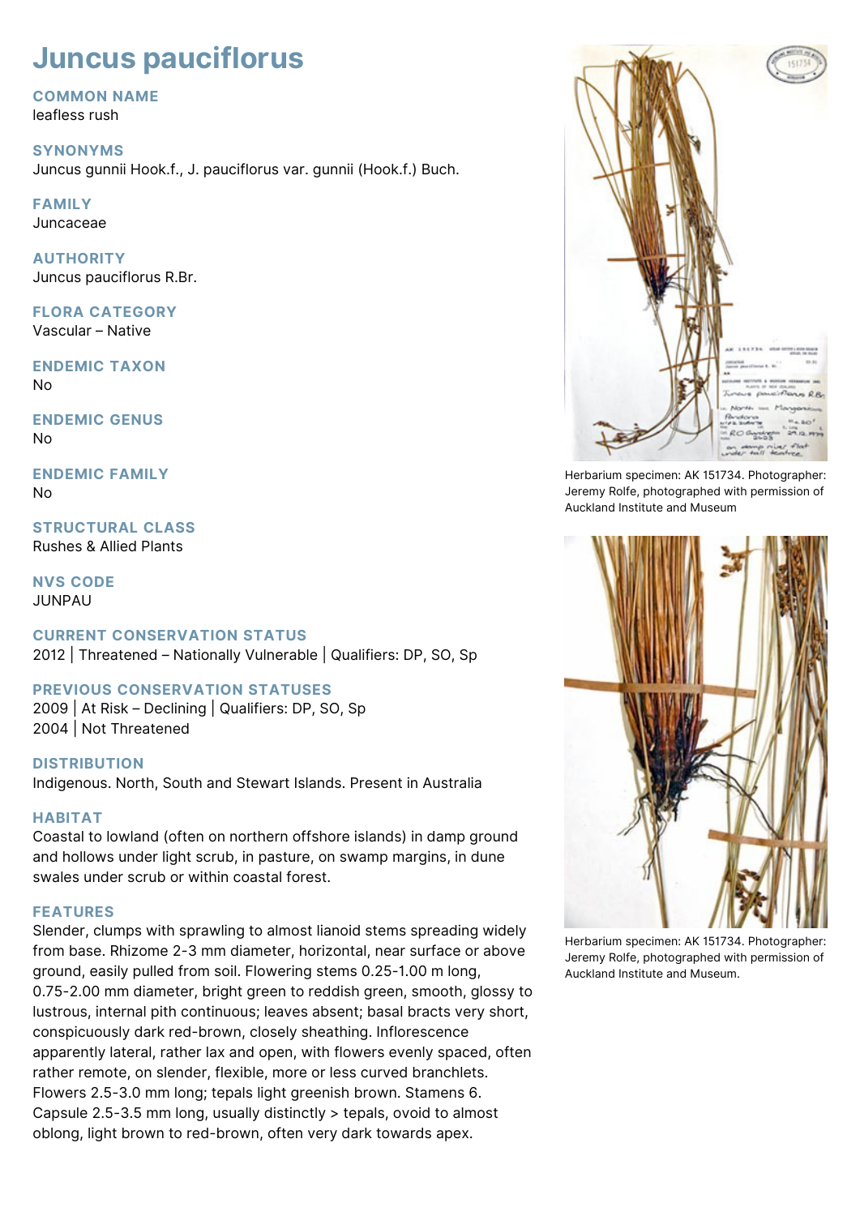# Juncus pauciflorus

## COMMON NAME

leafless rush

## SYNONYMS

Juncus gunnii Hook.f., J. pauciflorus var. gunnii (Hook.f.) Buch.

## FAMILY

Juncaceae

## AUTHORITY

Juncus pauciflorus R.Br.

## FLORA CATEGORY

Vascular – Native

## ENDEMIC TAXON

No

## ENDEMIC GENUS

No

## ENDEMIC FAMILY

No

## STRUCTURAL CLASS

Rushes & Allied Plants

## NVS CODE

JUNPAU

## CURRENT CONSERVATION STATUS

2012 | Threatened – Nationally Vulnerable | Qualifiers: DP, SO, Sp

## PREVIOUS CONSERVATION STATUSES

2009 | At Risk – Declining | Qualifiers: DP, SO, Sp
2004 | Not Threatened

## DISTRIBUTION

Indigenous. North, South and Stewart Islands. Present in Australia

## HABITAT

Coastal to lowland (often on northern offshore islands) in damp ground and hollows under light scrub, in pasture, on swamp margins, in dune swales under scrub or within coastal forest.

## FEATURES

Slender, clumps with sprawling to almost lianoid stems spreading widely from base. Rhizome 2-3 mm diameter, horizontal, near surface or above ground, easily pulled from soil. Flowering stems 0.25-1.00 m long, 0.75-2.00 mm diameter, bright green to reddish green, smooth, glossy to lustrous, internal pith continuous; leaves absent; basal bracts very short, conspicuously dark red-brown, closely sheathing. Inflorescence apparently lateral, rather lax and open, with flowers evenly spaced, often rather remote, on slender, flexible, more or less curved branchlets. Flowers 2.5-3.0 mm long; tepals light greenish brown. Stamens 6. Capsule 2.5-3.5 mm long, usually distinctly > tepals, ovoid to almost oblong, light brown to red-brown, often very dark towards apex.

Herbarium specimen: AK 151734. Photographer: Jeremy Rolfe, photographed with permission of Auckland Institute and Museum

Herbarium specimen: AK 151734. Photographer: Jeremy Rolfe, photographed with permission of Auckland Institute and Museum.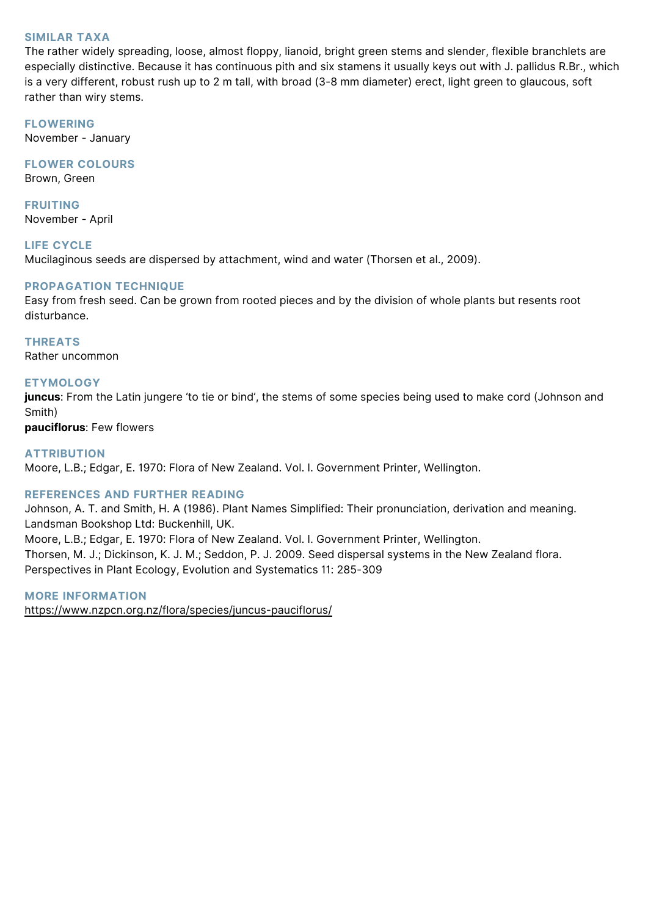## SIMILAR TAXA

The rather widely spreading, loose, almost floppy, lianoid, bright green stems and slender, flexible branchlets are especially distinctive. Because it has continuous pith and six stamens it usually keys out with J. pallidus R.Br., which is a very different, robust rush up to 2 m tall, with broad (3-8 mm diameter) erect, light green to glaucous, soft rather than wiry stems.

## FLOWERING

November - January

## FLOWER COLOURS

Brown, Green

## FRUITING

November - April

## LIFE CYCLE

Mucilaginous seeds are dispersed by attachment, wind and water (Thorsen et al., 2009).

## PROPAGATION TECHNIQUE

Easy from fresh seed. Can be grown from rooted pieces and by the division of whole plants but resents root disturbance.

## THREATS

Rather uncommon

## ETYMOLOGY

**juncus**: From the Latin jungere 'to tie or bind', the stems of some species being used to make cord (Johnson and Smith)

**pauciflorus**: Few flowers

## ATTRIBUTION

Moore, L.B.; Edgar, E. 1970: Flora of New Zealand. Vol. I. Government Printer, Wellington.

## REFERENCES AND FURTHER READING

Johnson, A. T. and Smith, H. A (1986). Plant Names Simplified: Their pronunciation, derivation and meaning. Landsman Bookshop Ltd: Buckenhill, UK.

Moore, L.B.; Edgar, E. 1970: Flora of New Zealand. Vol. I. Government Printer, Wellington.

Thorsen, M. J.; Dickinson, K. J. M.; Seddon, P. J. 2009. Seed dispersal systems in the New Zealand flora. Perspectives in Plant Ecology, Evolution and Systematics 11: 285-309

## MORE INFORMATION

https://www.nzpcn.org.nz/flora/species/juncus-pauciflorus/